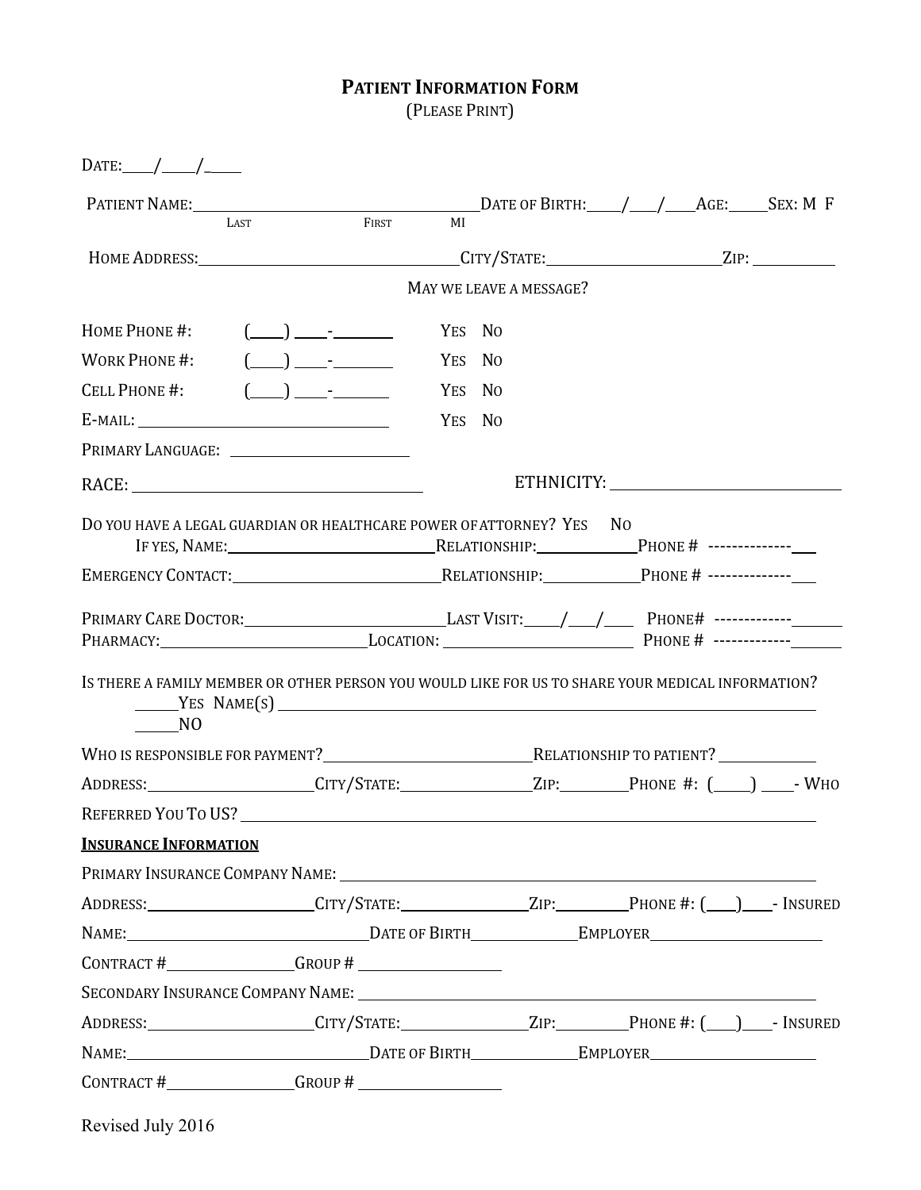# Patient Information Form

(Please Print)

Date:\_\_\_\_/\_\_\_\_/\_\_\_\_

Patient Name:\_\_\_\_\_\_\_\_\_\_\_\_\_\_\_\_\_\_\_\_\_\_\_\_\_\_\_\_\_\_\_\_\_\_\_\_ Date of Birth:\_\_\_\_/\_\_\_/\_\_\_\_ Age:\_\_\_\_\_ Sex: M F
Last First MI

Home Address:\_\_\_\_\_\_\_\_\_\_\_\_\_\_\_\_\_\_\_\_\_\_\_\_\_\_\_\_\_\_\_\_ City/State:\_\_\_\_\_\_\_\_\_\_\_\_\_\_\_\_\_\_\_\_\_\_ Zip: \_\_\_\_\_\_\_\_\_\_\_

May we leave a message?

Home Phone #: (\_\_\_\_) \_\_\_\_-\_\_\_\_\_\_\_\_ Yes No

Work Phone #: (\_\_\_\_) \_\_\_\_-\_\_\_\_\_\_\_\_ Yes No

Cell Phone #: (\_\_\_\_) \_\_\_\_-\_\_\_\_\_\_\_\_ Yes No

E-mail: \_\_\_\_\_\_\_\_\_\_\_\_\_\_\_\_\_\_\_\_\_\_\_\_\_\_\_\_\_\_\_\_\_\_ Yes No

Primary Language: \_\_\_\_\_\_\_\_\_\_\_\_\_\_\_\_\_\_\_\_\_\_\_\_

RACE: \_\_\_\_\_\_\_\_\_\_\_\_\_\_\_\_\_\_\_\_\_\_\_\_\_\_\_\_\_\_\_\_\_\_\_\_\_\_ ETHNICITY: \_\_\_\_\_\_\_\_\_\_\_\_\_\_\_\_\_\_\_\_\_\_\_\_\_\_\_\_\_\_\_\_

Do you have a legal guardian or healthcare power of attorney? Yes No

If yes, Name:\_\_\_\_\_\_\_\_\_\_\_\_\_\_\_\_\_\_\_\_\_\_\_\_\_\_\_\_ Relationship:\_\_\_\_\_\_\_\_\_\_\_\_\_\_ Phone # --------------\_\_\_

Emergency Contact:\_\_\_\_\_\_\_\_\_\_\_\_\_\_\_\_\_\_\_\_\_\_\_\_\_\_\_\_ Relationship:\_\_\_\_\_\_\_\_\_\_\_\_\_\_ Phone # --------------\_\_\_

Primary Care Doctor:\_\_\_\_\_\_\_\_\_\_\_\_\_\_\_\_\_\_\_\_\_\_\_\_\_\_\_ Last Visit:\_\_\_\_\_/\_\_\_/\_\_\_\_ Phone# -------------\_\_\_\_\_\_

Pharmacy:\_\_\_\_\_\_\_\_\_\_\_\_\_\_\_\_\_\_\_\_\_\_\_\_\_\_\_\_ Location: \_\_\_\_\_\_\_\_\_\_\_\_\_\_\_\_\_\_\_\_\_\_\_\_\_\_ Phone # -------------\_\_\_\_\_\_

Is there a family member or other person you would like for us to share your medical information?

\_\_\_\_\_\_Yes Name(s) \_\_\_\_\_\_\_\_\_\_\_\_\_\_\_\_\_\_\_\_\_\_\_\_\_\_\_\_\_\_\_\_\_\_\_\_\_\_\_\_\_\_\_\_\_\_\_\_\_\_\_\_\_\_\_\_\_\_\_\_\_\_\_\_\_\_\_\_\_\_\_\_

\_\_\_\_\_\_NO

Who is responsible for payment?\_\_\_\_\_\_\_\_\_\_\_\_\_\_\_\_\_\_\_\_\_\_\_\_\_\_\_\_ Relationship to patient? \_\_\_\_\_\_\_\_\_\_\_\_\_

Address:\_\_\_\_\_\_\_\_\_\_\_\_\_\_\_\_\_\_\_\_\_\_ City/State:\_\_\_\_\_\_\_\_\_\_\_\_\_\_\_\_\_\_ Zip:\_\_\_\_\_\_\_\_\_ Phone #: (\_\_\_\_\_) \_\_\_\_- Who Referred You To US? \_\_\_\_\_\_\_\_\_\_\_\_\_\_\_\_\_\_\_\_\_\_\_\_\_\_\_\_\_\_\_\_\_\_\_\_\_\_\_\_\_\_\_\_\_\_\_\_\_\_\_\_\_\_\_\_\_\_\_\_\_\_\_\_\_\_\_\_\_\_\_\_

## Insurance Information

Primary Insurance Company Name: \_\_\_\_\_\_\_\_\_\_\_\_\_\_\_\_\_\_\_\_\_\_\_\_\_\_\_\_\_\_\_\_\_\_\_\_\_\_\_\_\_\_\_\_\_\_\_\_\_\_\_\_\_\_\_\_\_\_\_\_\_\_\_

Address:\_\_\_\_\_\_\_\_\_\_\_\_\_\_\_\_\_\_\_\_\_\_ City/State:\_\_\_\_\_\_\_\_\_\_\_\_\_\_\_\_\_\_ Zip:\_\_\_\_\_\_\_\_\_ Phone #: (\_\_\_\_)\_\_\_\_- Insured Name:\_\_\_\_\_\_\_\_\_\_\_\_\_\_\_\_\_\_\_\_\_\_\_\_\_\_\_\_\_\_\_\_\_\_ Date of Birth\_\_\_\_\_\_\_\_\_\_\_\_\_\_ Employer\_\_\_\_\_\_\_\_\_\_\_\_\_\_\_\_\_\_\_\_\_\_\_\_

Contract #\_\_\_\_\_\_\_\_\_\_\_\_\_\_\_\_\_\_ Group # \_\_\_\_\_\_\_\_\_\_\_\_\_\_\_\_\_\_\_\_

Secondary Insurance Company Name: \_\_\_\_\_\_\_\_\_\_\_\_\_\_\_\_\_\_\_\_\_\_\_\_\_\_\_\_\_\_\_\_\_\_\_\_\_\_\_\_\_\_\_\_\_\_\_\_\_\_\_\_\_\_\_\_\_\_\_\_\_

Address:\_\_\_\_\_\_\_\_\_\_\_\_\_\_\_\_\_\_\_\_\_\_ City/State:\_\_\_\_\_\_\_\_\_\_\_\_\_\_\_\_\_\_ Zip:\_\_\_\_\_\_\_\_\_ Phone #: (\_\_\_\_)\_\_\_\_- Insured Name:\_\_\_\_\_\_\_\_\_\_\_\_\_\_\_\_\_\_\_\_\_\_\_\_\_\_\_\_\_\_\_\_\_\_ Date of Birth\_\_\_\_\_\_\_\_\_\_\_\_\_\_ Employer\_\_\_\_\_\_\_\_\_\_\_\_\_\_\_\_\_\_\_\_\_\_\_\_

Contract #\_\_\_\_\_\_\_\_\_\_\_\_\_\_\_\_\_\_ Group # \_\_\_\_\_\_\_\_\_\_\_\_\_\_\_\_\_\_\_\_

Revised July 2016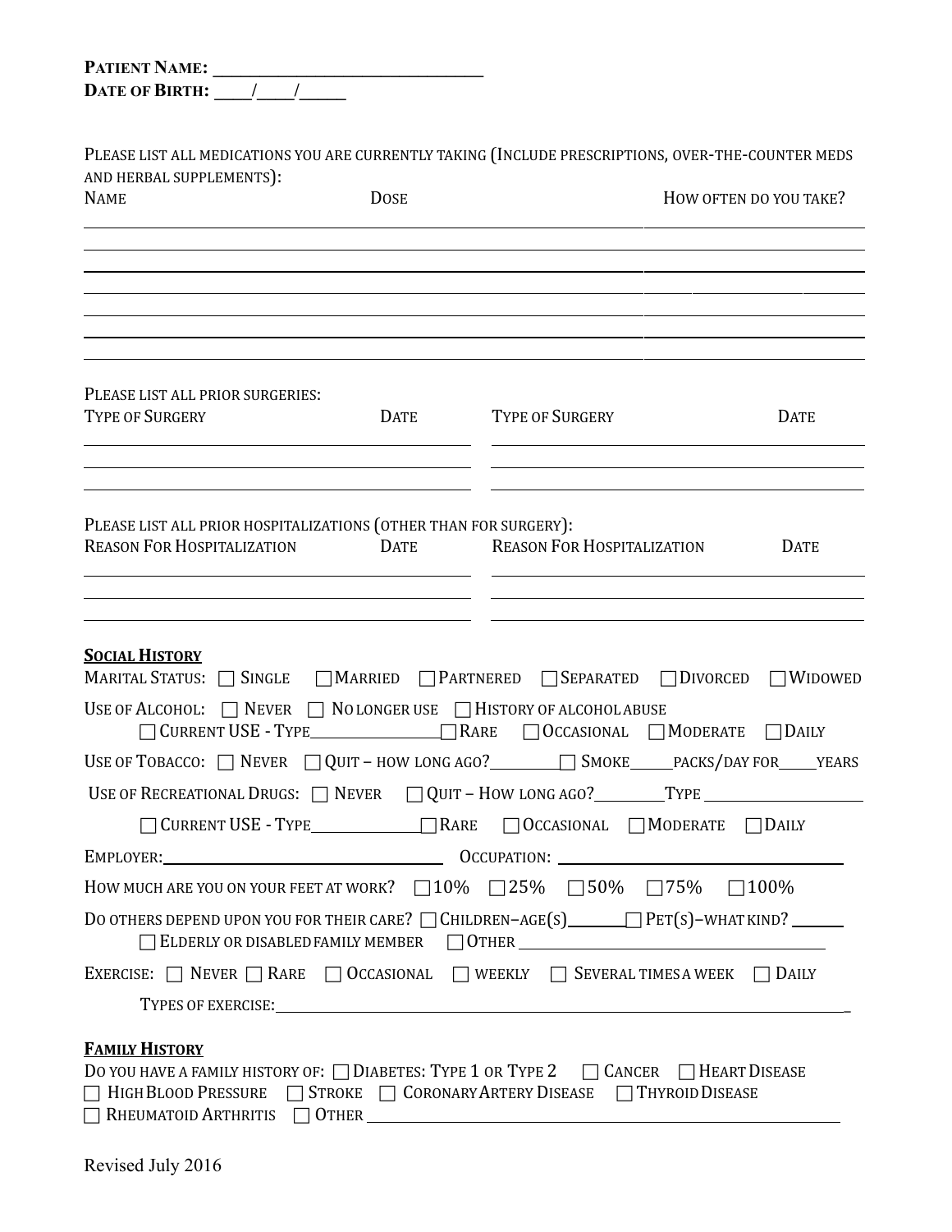**Patient Name:** ______________________________
**Date of Birth:** ____/____/_____

Please list all medications you are currently taking (Include prescriptions, over-the-counter meds and herbal supplements):

| Name | Dose | How often do you take? |
|---|---|---|
| | | |
| | | |
| | | |
| | | |
| | | |
| | | |
| | | |

Please list all prior surgeries:

| Type of Surgery | Date | Type of Surgery | Date |
|---|---|---|---|
| | | | |
| | | | |
| | | | |

Please list all prior hospitalizations (other than for surgery):

| Reason For Hospitalization | Date | Reason For Hospitalization | Date |
|---|---|---|---|
| | | | |
| | | | |
| | | | |

**Social History**

Marital Status: ☐ Single ☐ Married ☐ Partnered ☐ Separated ☐ Divorced ☐ Widowed

Use of Alcohol: ☐ Never ☐ No longer use ☐ History of alcohol abuse
☐ Current USE - Type________________ ☐ Rare ☐ Occasional ☐ Moderate ☐ Daily

Use of Tobacco: ☐ Never ☐ Quit – how long ago?_________ ☐ Smoke_____packs/day for_____years

Use of Recreational Drugs: ☐ Never ☐ Quit – How long ago?_________Type ___________________
☐ Current USE - Type_____________ ☐ Rare ☐ Occasional ☐ Moderate ☐ Daily

Employer:________________________________ Occupation: ________________________________

How much are you on your feet at work? ☐ 10% ☐ 25% ☐ 50% ☐ 75% ☐ 100%

Do others depend upon you for their care? ☐ Children–age(s)_______ ☐ Pet(s)–what kind? ______
☐ Elderly or disabled family member ☐ Other ________________________________

Exercise: ☐ Never ☐ Rare ☐ Occasional ☐ weekly ☐ Several times a week ☐ Daily

Types of exercise:_________________________________________________________________

**Family History**

Do you have a family history of: ☐ Diabetes: Type 1 or Type 2 ☐ Cancer ☐ Heart Disease
☐ High Blood Pressure ☐ Stroke ☐ Coronary Artery Disease ☐ Thyroid Disease
☐ Rheumatoid Arthritis ☐ Other ___________________________________________________

Revised July 2016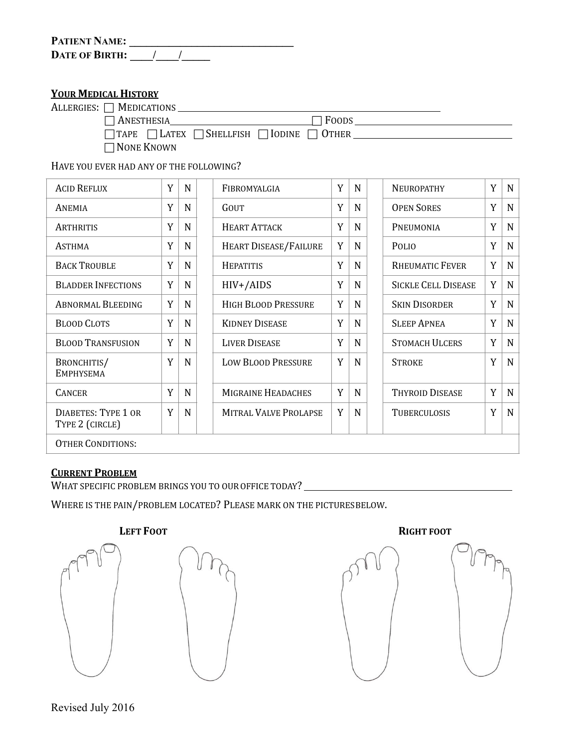**Patient Name:** ______________________________
**Date of Birth:** ____/____/_____

## Your Medical History

Allergies: ☐ Medications ______________________________________________

☐ Anesthesia____________________________ ☐ Foods ______________________________

☐ Tape ☐ Latex ☐ Shellfish ☐ Iodine ☐ Other ______________________________

☐ None Known

Have you ever had any of the following?

| | | | | | | | | | | |
|---|---|---|---|---|---|---|---|---|---|---|
| Acid Reflux | Y | N | | Fibromyalgia | Y | N | | Neuropathy | Y | N |
| Anemia | Y | N | | Gout | Y | N | | Open Sores | Y | N |
| Arthritis | Y | N | | Heart Attack | Y | N | | Pneumonia | Y | N |
| Asthma | Y | N | | Heart Disease/Failure | Y | N | | Polio | Y | N |
| Back Trouble | Y | N | | Hepatitis | Y | N | | Rheumatic Fever | Y | N |
| Bladder Infections | Y | N | | HIV+/AIDS | Y | N | | Sickle Cell Disease | Y | N |
| Abnormal Bleeding | Y | N | | High Blood Pressure | Y | N | | Skin Disorder | Y | N |
| Blood Clots | Y | N | | Kidney Disease | Y | N | | Sleep Apnea | Y | N |
| Blood Transfusion | Y | N | | Liver Disease | Y | N | | Stomach Ulcers | Y | N |
| Bronchitis/ Emphysema | Y | N | | Low Blood Pressure | Y | N | | Stroke | Y | N |
| Cancer | Y | N | | Migraine Headaches | Y | N | | Thyroid Disease | Y | N |
| Diabetes: Type 1 or Type 2 (circle) | Y | N | | Mitral Valve Prolapse | Y | N | | Tuberculosis | Y | N |
| Other Conditions: | | | | | | | | | | |

## Current Problem

What specific problem brings you to our office today? ______________________________

Where is the pain/problem located? Please mark on the pictures below.

**Left Foot** **Right foot**

Revised July 2016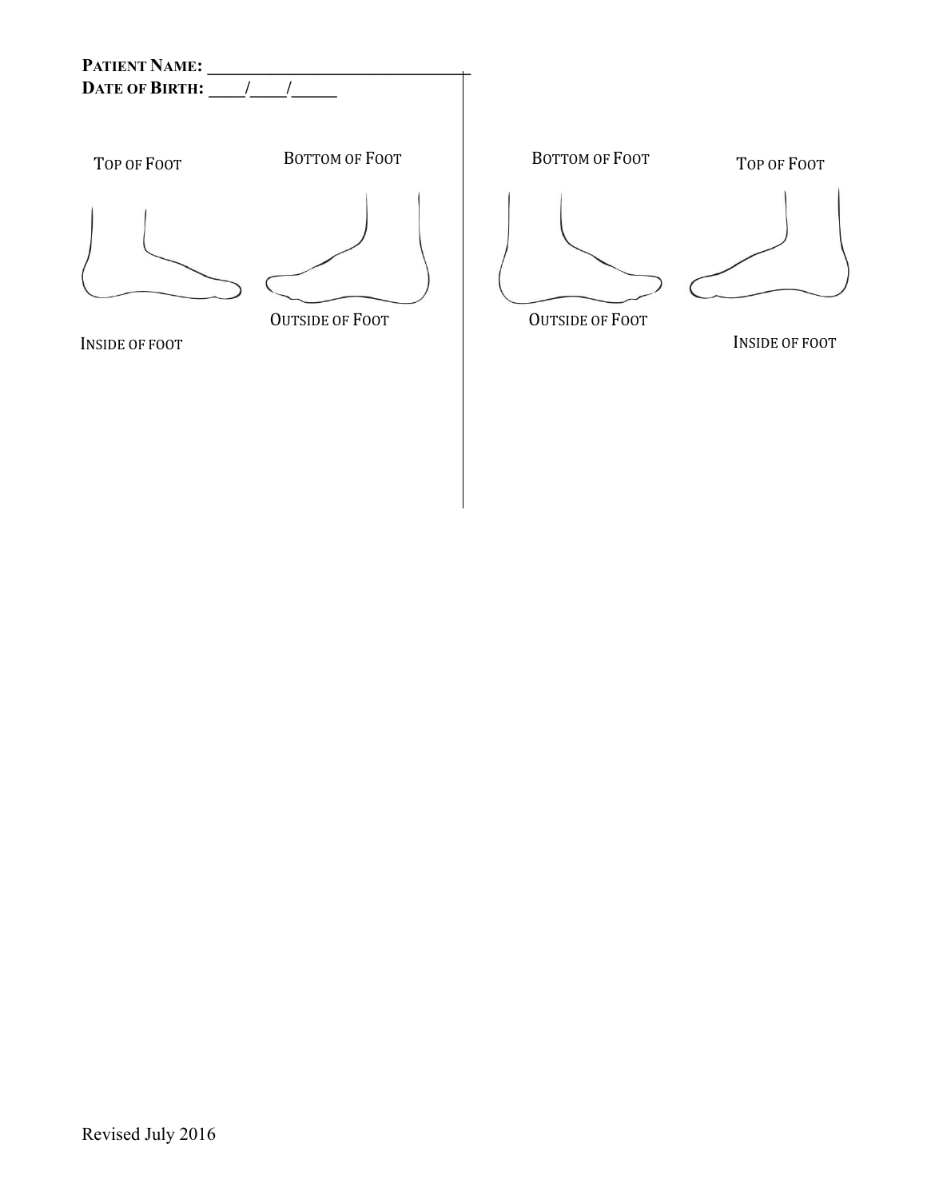**PATIENT NAME:** ______________________________

**DATE OF BIRTH:** ____/____/_____

TOP OF FOOT

BOTTOM OF FOOT

OUTSIDE OF FOOT

INSIDE OF FOOT

BOTTOM OF FOOT

TOP OF FOOT

OUTSIDE OF FOOT

INSIDE OF FOOT

Revised July 2016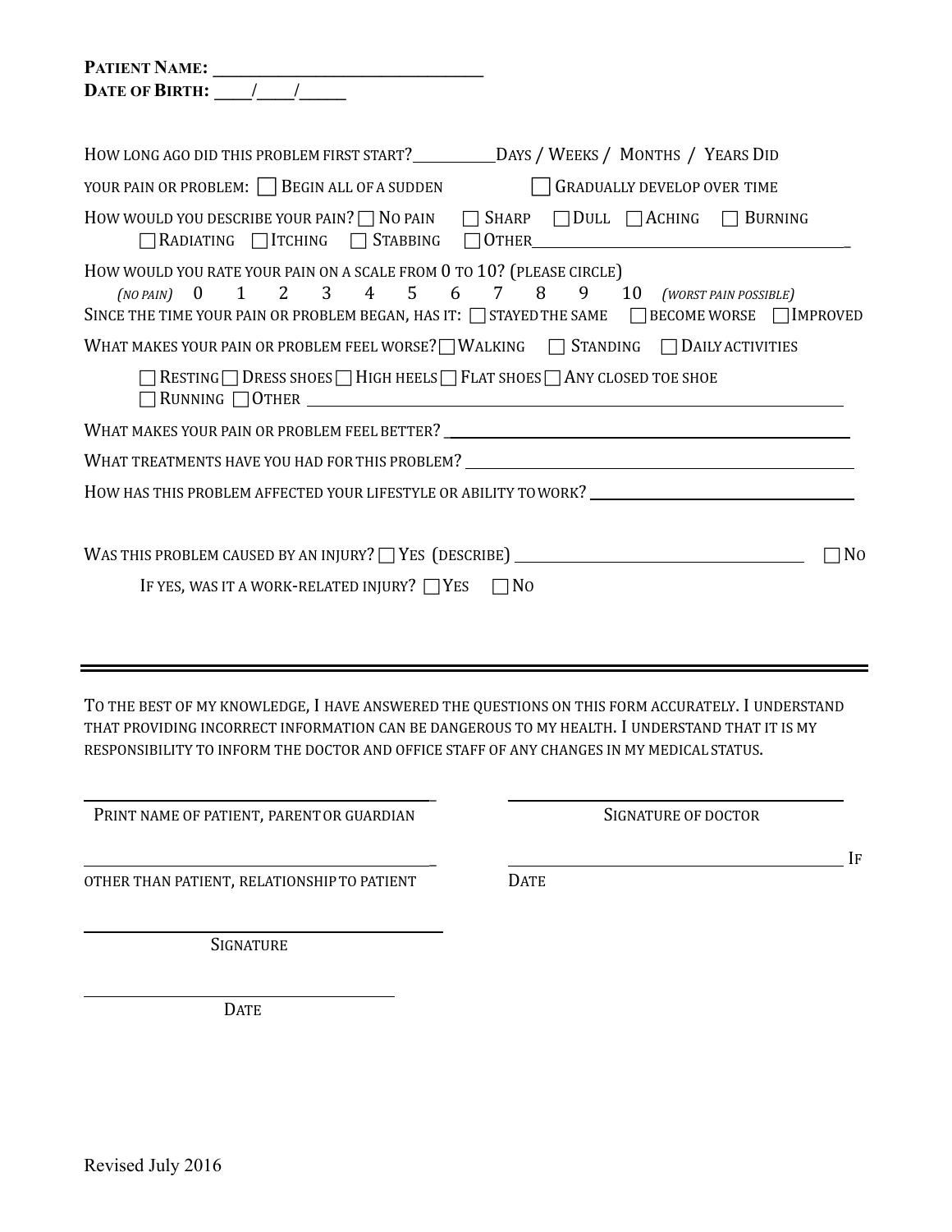**Patient Name:** ______________________________
**Date of Birth:** ____/____/_____

How long ago did this problem first start?__________ Days / Weeks / Months / Years

Did your pain or problem: ☐ Begin all of a sudden ☐ Gradually develop over time

How would you describe your pain? ☐ No pain ☐ Sharp ☐ Dull ☐ Aching ☐ Burning ☐ Radiating ☐ Itching ☐ Stabbing ☐ Other_______________________________

How would you rate your pain on a scale from 0 to 10? (please circle)

*(no pain)* 0 1 2 3 4 5 6 7 8 9 10 *(worst pain possible)*

Since the time your pain or problem began, has it: ☐ Stayed the same ☐ Become worse ☐ Improved

What makes your pain or problem feel worse? ☐ Walking ☐ Standing ☐ Daily activities

☐ Resting ☐ Dress shoes ☐ High heels ☐ Flat shoes ☐ Any closed toe shoe
☐ Running ☐ Other ______________________________________________

What makes your pain or problem feel better? ______________________________________

What treatments have you had for this problem? ______________________________________

How has this problem affected your lifestyle or ability to work? __________________________

Was this problem caused by an injury? ☐ Yes (describe) ____________________________ ☐ No

If yes, was it a work-related injury? ☐ Yes ☐ No

---

To the best of my knowledge, I have answered the questions on this form accurately. I understand that providing incorrect information can be dangerous to my health. I understand that it is my responsibility to inform the doctor and office staff of any changes in my medical status.

______________________________
Print name of patient, parent or guardian

______________________________
Signature of doctor

______________________________
If other than patient, relationship to patient

______________________________
Date

______________________________
Signature

______________________________
Date

Revised July 2016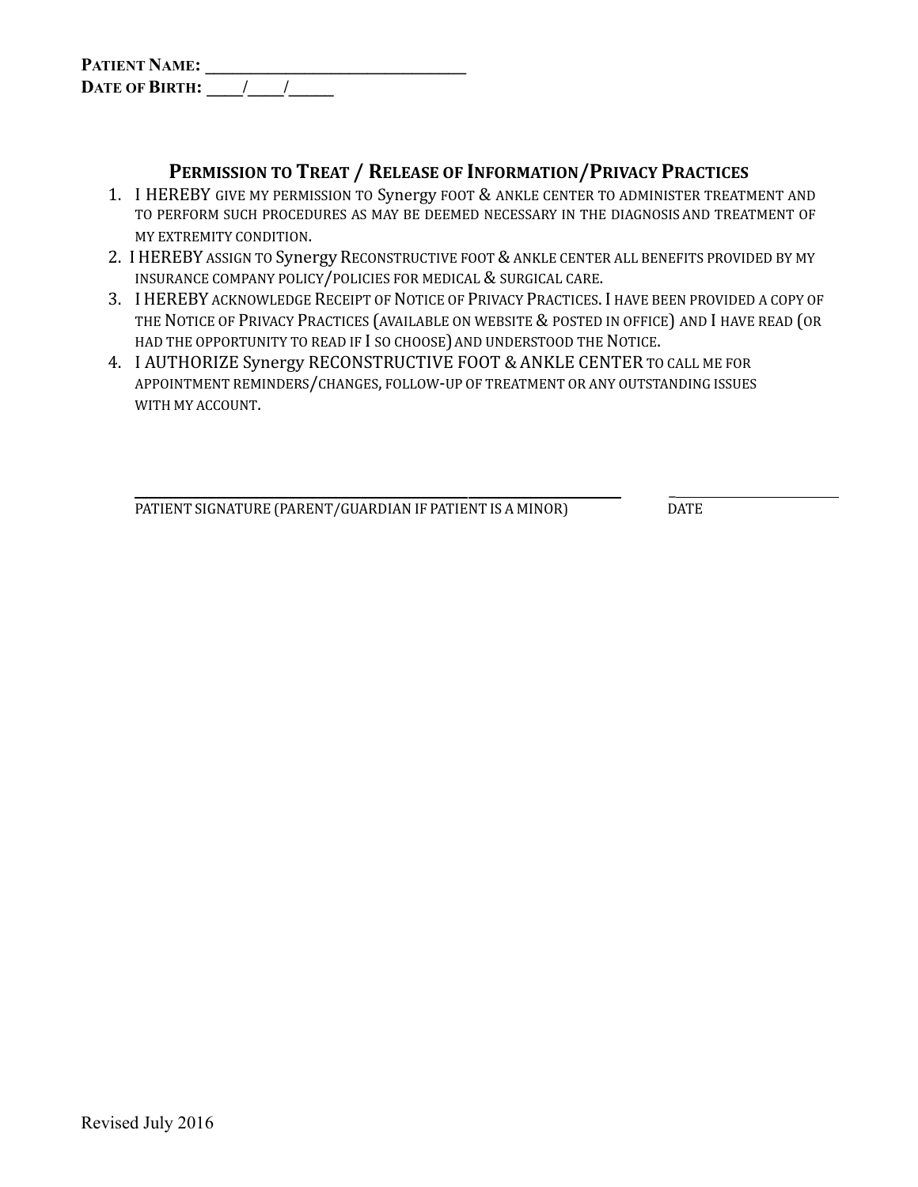**Patient Name:** ______________________________

**Date of Birth:** ____/____/_____

## Permission to Treat / Release of Information/Privacy Practices

1. I HEREBY give my permission to Synergy foot & ankle center to administer treatment and to perform such procedures as may be deemed necessary in the diagnosis and treatment of my extremity condition.
2. I HEREBY assign to Synergy Reconstructive foot & ankle center all benefits provided by my insurance company policy/policies for medical & surgical care.
3. I HEREBY acknowledge Receipt of Notice of Privacy Practices. I have been provided a copy of the Notice of Privacy Practices (available on website & posted in office) and I have read (or had the opportunity to read if I so choose) and understood the Notice.
4. I AUTHORIZE Synergy RECONSTRUCTIVE FOOT & ANKLE CENTER to call me for appointment reminders/changes, follow-up of treatment or any outstanding issues with my account.

_______________________________________________ ____________________

PATIENT SIGNATURE (PARENT/GUARDIAN IF PATIENT IS A MINOR) DATE

Revised July 2016